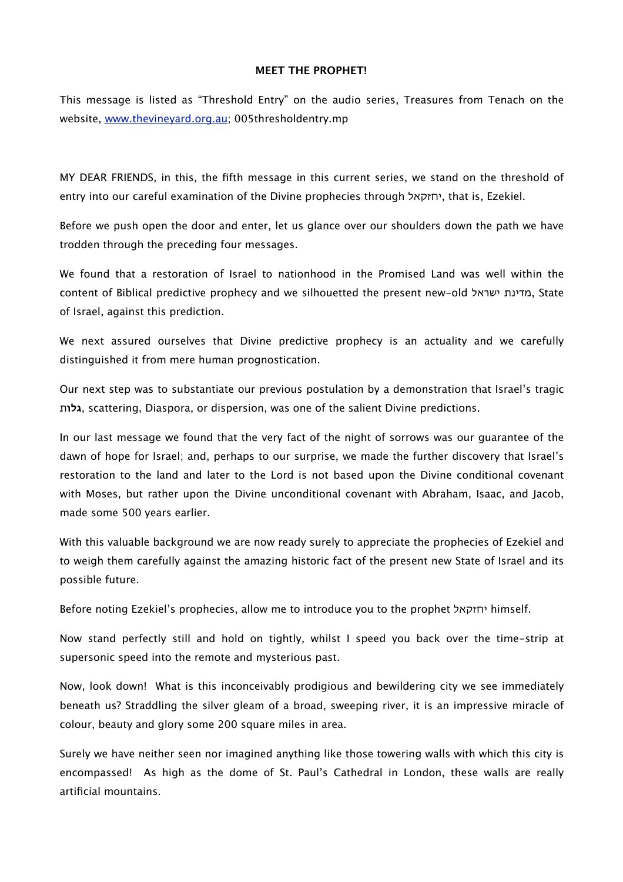**MEET THE PROPHET!**

This message is listed as "Threshold Entry" on the audio series, Treasures from Tenach on the website, [www.thevineyard.org.au](http://www.thevineyard.org.au); 005thresholdentry.mp

MY DEAR FRIENDS, in this, the fifth message in this current series, we stand on the threshold of entry into our careful examination of the Divine prophecies through יחזקאל, that is, Ezekiel.

Before we push open the door and enter, let us glance over our shoulders down the path we have trodden through the preceding four messages.

We found that a restoration of Israel to nationhood in the Promised Land was well within the content of Biblical predictive prophecy and we silhouetted the present new-old מדינת ישראל, State of Israel, against this prediction.

We next assured ourselves that Divine predictive prophecy is an actuality and we carefully distinguished it from mere human prognostication.

Our next step was to substantiate our previous postulation by a demonstration that Israel's tragic **גלות**, scattering, Diaspora, or dispersion, was one of the salient Divine predictions.

In our last message we found that the very fact of the night of sorrows was our guarantee of the dawn of hope for Israel; and, perhaps to our surprise, we made the further discovery that Israel's restoration to the land and later to the Lord is not based upon the Divine conditional covenant with Moses, but rather upon the Divine unconditional covenant with Abraham, Isaac, and Jacob, made some 500 years earlier.

With this valuable background we are now ready surely to appreciate the prophecies of Ezekiel and to weigh them carefully against the amazing historic fact of the present new State of Israel and its possible future.

Before noting Ezekiel's prophecies, allow me to introduce you to the prophet יחזקאל himself.

Now stand perfectly still and hold on tightly, whilst I speed you back over the time-strip at supersonic speed into the remote and mysterious past.

Now, look down! What is this inconceivably prodigious and bewildering city we see immediately beneath us? Straddling the silver gleam of a broad, sweeping river, it is an impressive miracle of colour, beauty and glory some 200 square miles in area.

Surely we have neither seen nor imagined anything like those towering walls with which this city is encompassed! As high as the dome of St. Paul's Cathedral in London, these walls are really artificial mountains.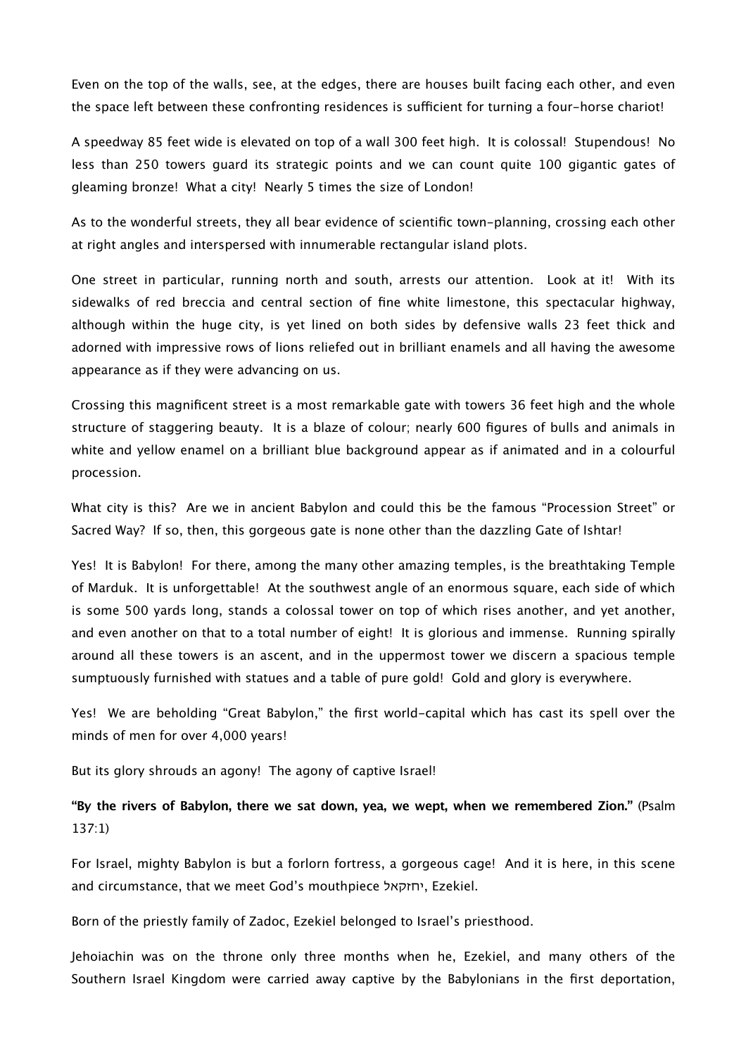Even on the top of the walls, see, at the edges, there are houses built facing each other, and even the space left between these confronting residences is sufficient for turning a four-horse chariot!

A speedway 85 feet wide is elevated on top of a wall 300 feet high. It is colossal! Stupendous! No less than 250 towers guard its strategic points and we can count quite 100 gigantic gates of gleaming bronze! What a city! Nearly 5 times the size of London!

As to the wonderful streets, they all bear evidence of scientific town-planning, crossing each other at right angles and interspersed with innumerable rectangular island plots.

One street in particular, running north and south, arrests our attention. Look at it! With its sidewalks of red breccia and central section of fine white limestone, this spectacular highway, although within the huge city, is yet lined on both sides by defensive walls 23 feet thick and adorned with impressive rows of lions reliefed out in brilliant enamels and all having the awesome appearance as if they were advancing on us.

Crossing this magnificent street is a most remarkable gate with towers 36 feet high and the whole structure of staggering beauty. It is a blaze of colour; nearly 600 figures of bulls and animals in white and yellow enamel on a brilliant blue background appear as if animated and in a colourful procession.

What city is this? Are we in ancient Babylon and could this be the famous "Procession Street" or Sacred Way? If so, then, this gorgeous gate is none other than the dazzling Gate of Ishtar!

Yes! It is Babylon! For there, among the many other amazing temples, is the breathtaking Temple of Marduk. It is unforgettable! At the southwest angle of an enormous square, each side of which is some 500 yards long, stands a colossal tower on top of which rises another, and yet another, and even another on that to a total number of eight! It is glorious and immense. Running spirally around all these towers is an ascent, and in the uppermost tower we discern a spacious temple sumptuously furnished with statues and a table of pure gold! Gold and glory is everywhere.

Yes! We are beholding "Great Babylon," the first world-capital which has cast its spell over the minds of men for over 4,000 years!

But its glory shrouds an agony! The agony of captive Israel!

**"By the rivers of Babylon, there we sat down, yea, we wept, when we remembered Zion."** (Psalm 137:1)

For Israel, mighty Babylon is but a forlorn fortress, a gorgeous cage! And it is here, in this scene and circumstance, that we meet God's mouthpiece יחזקאל, Ezekiel.

Born of the priestly family of Zadoc, Ezekiel belonged to Israel's priesthood.

Jehoiachin was on the throne only three months when he, Ezekiel, and many others of the Southern Israel Kingdom were carried away captive by the Babylonians in the first deportation,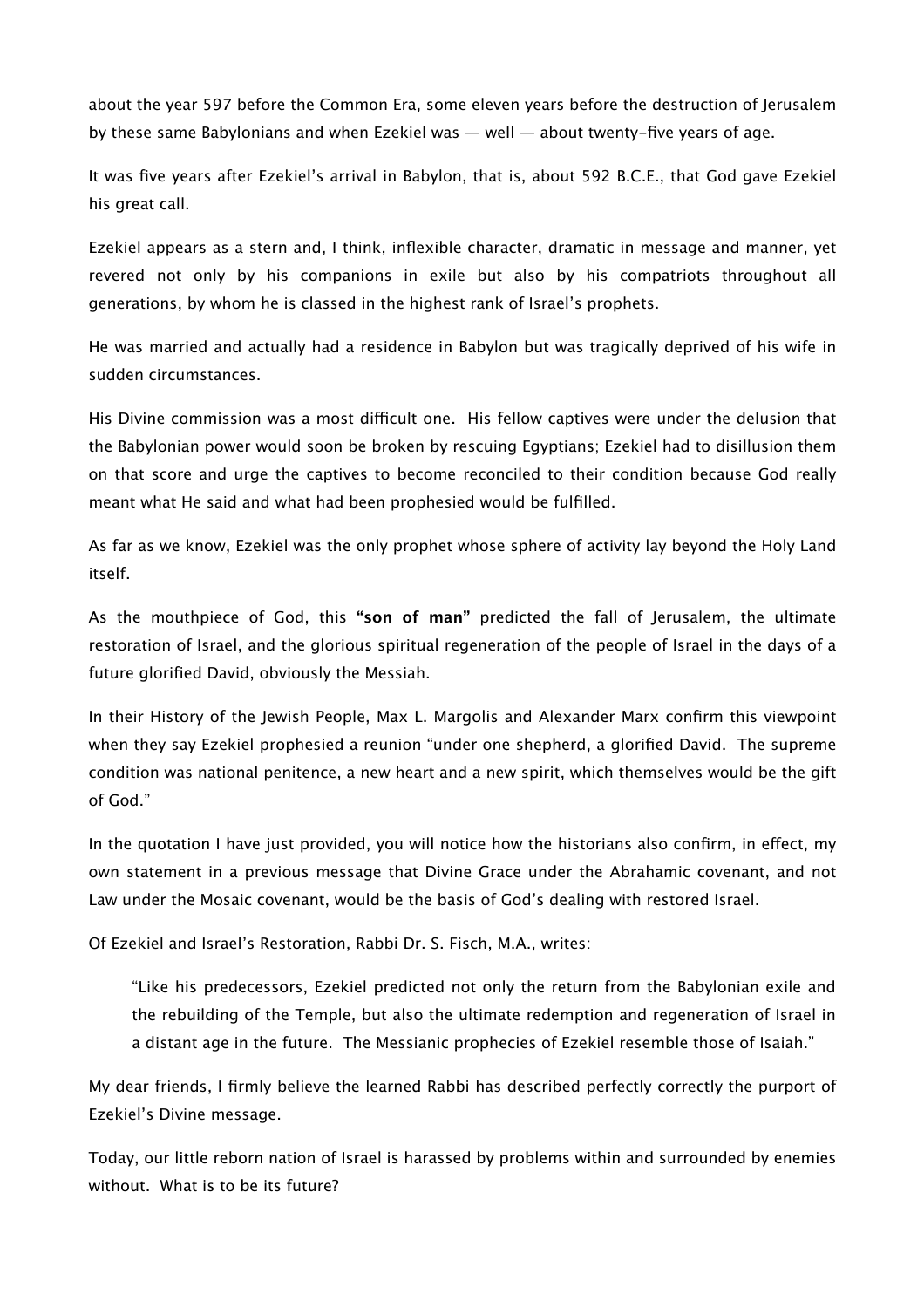about the year 597 before the Common Era, some eleven years before the destruction of Jerusalem by these same Babylonians and when Ezekiel was — well — about twenty-five years of age.

It was five years after Ezekiel's arrival in Babylon, that is, about 592 B.C.E., that God gave Ezekiel his great call.

Ezekiel appears as a stern and, I think, inflexible character, dramatic in message and manner, yet revered not only by his companions in exile but also by his compatriots throughout all generations, by whom he is classed in the highest rank of Israel's prophets.

He was married and actually had a residence in Babylon but was tragically deprived of his wife in sudden circumstances.

His Divine commission was a most difficult one. His fellow captives were under the delusion that the Babylonian power would soon be broken by rescuing Egyptians; Ezekiel had to disillusion them on that score and urge the captives to become reconciled to their condition because God really meant what He said and what had been prophesied would be fulfilled.

As far as we know, Ezekiel was the only prophet whose sphere of activity lay beyond the Holy Land itself.

As the mouthpiece of God, this **"son of man"** predicted the fall of Jerusalem, the ultimate restoration of Israel, and the glorious spiritual regeneration of the people of Israel in the days of a future glorified David, obviously the Messiah.

In their History of the Jewish People, Max L. Margolis and Alexander Marx confirm this viewpoint when they say Ezekiel prophesied a reunion "under one shepherd, a glorified David. The supreme condition was national penitence, a new heart and a new spirit, which themselves would be the gift of God."

In the quotation I have just provided, you will notice how the historians also confirm, in effect, my own statement in a previous message that Divine Grace under the Abrahamic covenant, and not Law under the Mosaic covenant, would be the basis of God's dealing with restored Israel.

Of Ezekiel and Israel's Restoration, Rabbi Dr. S. Fisch, M.A., writes:

> "Like his predecessors, Ezekiel predicted not only the return from the Babylonian exile and the rebuilding of the Temple, but also the ultimate redemption and regeneration of Israel in a distant age in the future. The Messianic prophecies of Ezekiel resemble those of Isaiah."

My dear friends, I firmly believe the learned Rabbi has described perfectly correctly the purport of Ezekiel's Divine message.

Today, our little reborn nation of Israel is harassed by problems within and surrounded by enemies without. What is to be its future?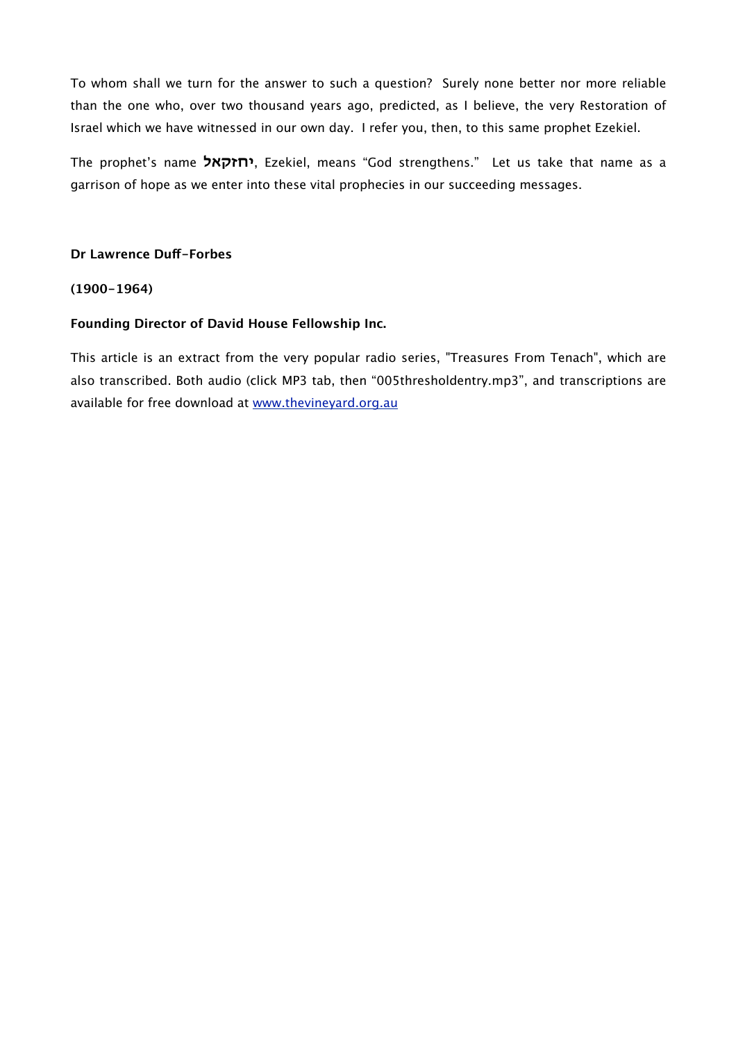To whom shall we turn for the answer to such a question? Surely none better nor more reliable than the one who, over two thousand years ago, predicted, as I believe, the very Restoration of Israel which we have witnessed in our own day. I refer you, then, to this same prophet Ezekiel.

The prophet's name **יחזקאל**, Ezekiel, means "God strengthens." Let us take that name as a garrison of hope as we enter into these vital prophecies in our succeeding messages.

**Dr Lawrence Duff-Forbes**

**(1900-1964)**

**Founding Director of David House Fellowship Inc.**

This article is an extract from the very popular radio series, "Treasures From Tenach", which are also transcribed. Both audio (click MP3 tab, then "005thresholdentry.mp3", and transcriptions are available for free download at [www.thevineyard.org.au](http://www.thevineyard.org.au)